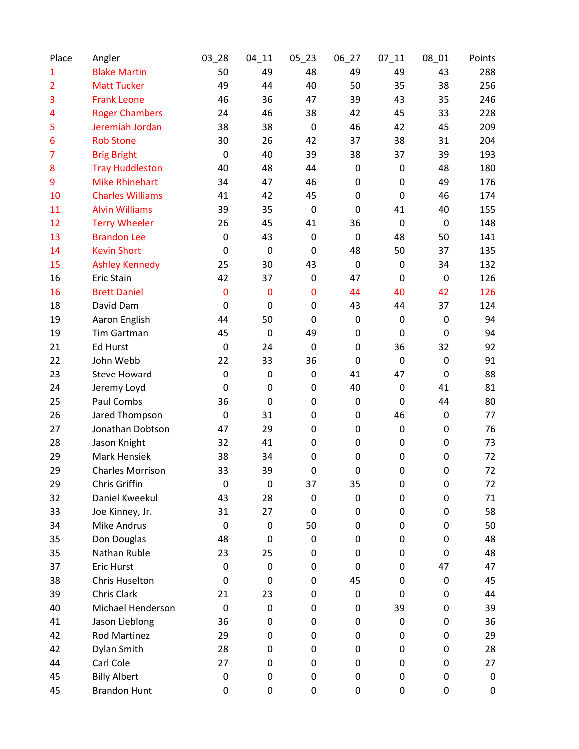| Place | Angler | 03_28 | 04_11 | 05_23 | 06_27 | 07_11 | 08_01 | Points |
|---|---|---|---|---|---|---|---|---|
| 1 | Blake Martin | 50 | 49 | 48 | 49 | 49 | 43 | 288 |
| 2 | Matt Tucker | 49 | 44 | 40 | 50 | 35 | 38 | 256 |
| 3 | Frank Leone | 46 | 36 | 47 | 39 | 43 | 35 | 246 |
| 4 | Roger Chambers | 24 | 46 | 38 | 42 | 45 | 33 | 228 |
| 5 | Jeremiah Jordan | 38 | 38 | 0 | 46 | 42 | 45 | 209 |
| 6 | Rob Stone | 30 | 26 | 42 | 37 | 38 | 31 | 204 |
| 7 | Brig Bright | 0 | 40 | 39 | 38 | 37 | 39 | 193 |
| 8 | Tray Huddleston | 40 | 48 | 44 | 0 | 0 | 48 | 180 |
| 9 | Mike Rhinehart | 34 | 47 | 46 | 0 | 0 | 49 | 176 |
| 10 | Charles Williams | 41 | 42 | 45 | 0 | 0 | 46 | 174 |
| 11 | Alvin Williams | 39 | 35 | 0 | 0 | 41 | 40 | 155 |
| 12 | Terry Wheeler | 26 | 45 | 41 | 36 | 0 | 0 | 148 |
| 13 | Brandon Lee | 0 | 43 | 0 | 0 | 48 | 50 | 141 |
| 14 | Kevin Short | 0 | 0 | 0 | 48 | 50 | 37 | 135 |
| 15 | Ashley Kennedy | 25 | 30 | 43 | 0 | 0 | 34 | 132 |
| 16 | Eric Stain | 42 | 37 | 0 | 47 | 0 | 0 | 126 |
| 16 | Brett Daniel | 0 | 0 | 0 | 44 | 40 | 42 | 126 |
| 18 | David Dam | 0 | 0 | 0 | 43 | 44 | 37 | 124 |
| 19 | Aaron English | 44 | 50 | 0 | 0 | 0 | 0 | 94 |
| 19 | Tim Gartman | 45 | 0 | 49 | 0 | 0 | 0 | 94 |
| 21 | Ed Hurst | 0 | 24 | 0 | 0 | 36 | 32 | 92 |
| 22 | John Webb | 22 | 33 | 36 | 0 | 0 | 0 | 91 |
| 23 | Steve Howard | 0 | 0 | 0 | 41 | 47 | 0 | 88 |
| 24 | Jeremy Loyd | 0 | 0 | 0 | 40 | 0 | 41 | 81 |
| 25 | Paul Combs | 36 | 0 | 0 | 0 | 0 | 44 | 80 |
| 26 | Jared Thompson | 0 | 31 | 0 | 0 | 46 | 0 | 77 |
| 27 | Jonathan Dobtson | 47 | 29 | 0 | 0 | 0 | 0 | 76 |
| 28 | Jason Knight | 32 | 41 | 0 | 0 | 0 | 0 | 73 |
| 29 | Mark Hensiek | 38 | 34 | 0 | 0 | 0 | 0 | 72 |
| 29 | Charles Morrison | 33 | 39 | 0 | 0 | 0 | 0 | 72 |
| 29 | Chris Griffin | 0 | 0 | 37 | 35 | 0 | 0 | 72 |
| 32 | Daniel Kweekul | 43 | 28 | 0 | 0 | 0 | 0 | 71 |
| 33 | Joe Kinney, Jr. | 31 | 27 | 0 | 0 | 0 | 0 | 58 |
| 34 | Mike Andrus | 0 | 0 | 50 | 0 | 0 | 0 | 50 |
| 35 | Don Douglas | 48 | 0 | 0 | 0 | 0 | 0 | 48 |
| 35 | Nathan Ruble | 23 | 25 | 0 | 0 | 0 | 0 | 48 |
| 37 | Eric Hurst | 0 | 0 | 0 | 0 | 0 | 47 | 47 |
| 38 | Chris Huselton | 0 | 0 | 0 | 45 | 0 | 0 | 45 |
| 39 | Chris Clark | 21 | 23 | 0 | 0 | 0 | 0 | 44 |
| 40 | Michael Henderson | 0 | 0 | 0 | 0 | 39 | 0 | 39 |
| 41 | Jason Lieblong | 36 | 0 | 0 | 0 | 0 | 0 | 36 |
| 42 | Rod Martinez | 29 | 0 | 0 | 0 | 0 | 0 | 29 |
| 42 | Dylan Smith | 28 | 0 | 0 | 0 | 0 | 0 | 28 |
| 44 | Carl Cole | 27 | 0 | 0 | 0 | 0 | 0 | 27 |
| 45 | Billy Albert | 0 | 0 | 0 | 0 | 0 | 0 | 0 |
| 45 | Brandon Hunt | 0 | 0 | 0 | 0 | 0 | 0 | 0 |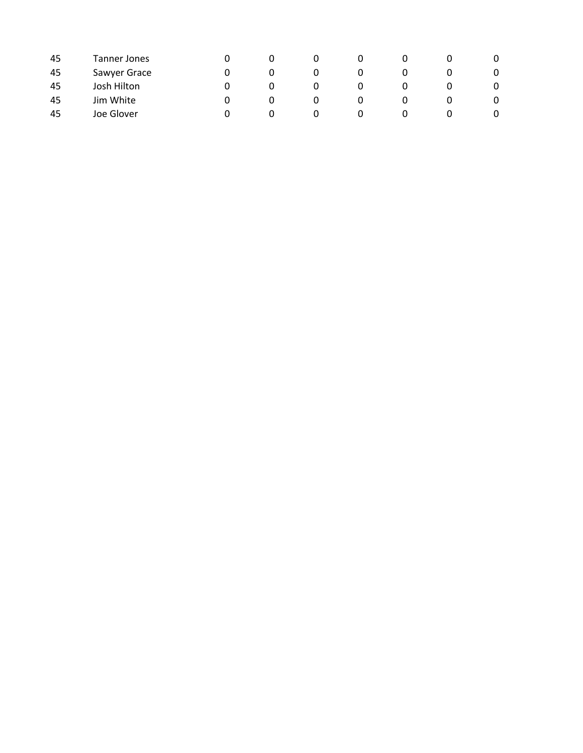| | | | | | | | | |
|---|---|---|---|---|---|---|---|---|
| 45 | Tanner Jones | 0 | 0 | 0 | 0 | 0 | 0 | 0 |
| 45 | Sawyer Grace | 0 | 0 | 0 | 0 | 0 | 0 | 0 |
| 45 | Josh Hilton | 0 | 0 | 0 | 0 | 0 | 0 | 0 |
| 45 | Jim White | 0 | 0 | 0 | 0 | 0 | 0 | 0 |
| 45 | Joe Glover | 0 | 0 | 0 | 0 | 0 | 0 | 0 |